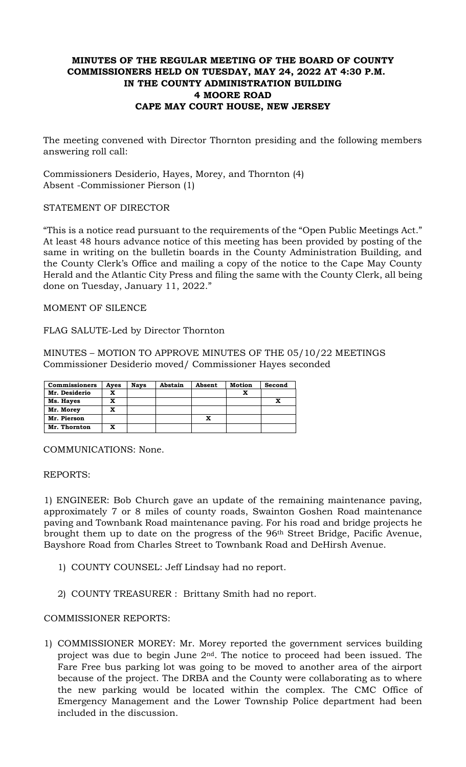**MINUTES OF THE REGULAR MEETING OF THE BOARD OF COUNTY COMMISSIONERS HELD ON TUESDAY, MAY 24, 2022 AT 4:30 P.M. IN THE COUNTY ADMINISTRATION BUILDING 4 MOORE ROAD CAPE MAY COURT HOUSE, NEW JERSEY**

The meeting convened with Director Thornton presiding and the following members answering roll call:

Commissioners Desiderio, Hayes, Morey, and Thornton (4)
Absent -Commissioner Pierson (1)

STATEMENT OF DIRECTOR

"This is a notice read pursuant to the requirements of the "Open Public Meetings Act." At least 48 hours advance notice of this meeting has been provided by posting of the same in writing on the bulletin boards in the County Administration Building, and the County Clerk's Office and mailing a copy of the notice to the Cape May County Herald and the Atlantic City Press and filing the same with the County Clerk, all being done on Tuesday, January 11, 2022."

MOMENT OF SILENCE

FLAG SALUTE-Led by Director Thornton

MINUTES – MOTION TO APPROVE MINUTES OF THE 05/10/22 MEETINGS
Commissioner Desiderio moved/ Commissioner Hayes seconded

| Commissioners | Ayes | Nays | Abstain | Absent | Motion | Second |
|---|---|---|---|---|---|---|
| Mr. Desiderio | X | | | | X | |
| Ms. Hayes | X | | | | | X |
| Mr. Morey | X | | | | | |
| Mr. Pierson | | | | X | | |
| Mr. Thornton | X | | | | | |

COMMUNICATIONS: None.

REPORTS:

1) ENGINEER: Bob Church gave an update of the remaining maintenance paving, approximately 7 or 8 miles of county roads, Swainton Goshen Road maintenance paving and Townbank Road maintenance paving. For his road and bridge projects he brought them up to date on the progress of the 96th Street Bridge, Pacific Avenue, Bayshore Road from Charles Street to Townbank Road and DeHirsh Avenue.

1) COUNTY COUNSEL: Jeff Lindsay had no report.

2) COUNTY TREASURER : Brittany Smith had no report.

COMMISSIONER REPORTS:

1) COMMISSIONER MOREY: Mr. Morey reported the government services building project was due to begin June 2nd. The notice to proceed had been issued. The Fare Free bus parking lot was going to be moved to another area of the airport because of the project. The DRBA and the County were collaborating as to where the new parking would be located within the complex. The CMC Office of Emergency Management and the Lower Township Police department had been included in the discussion.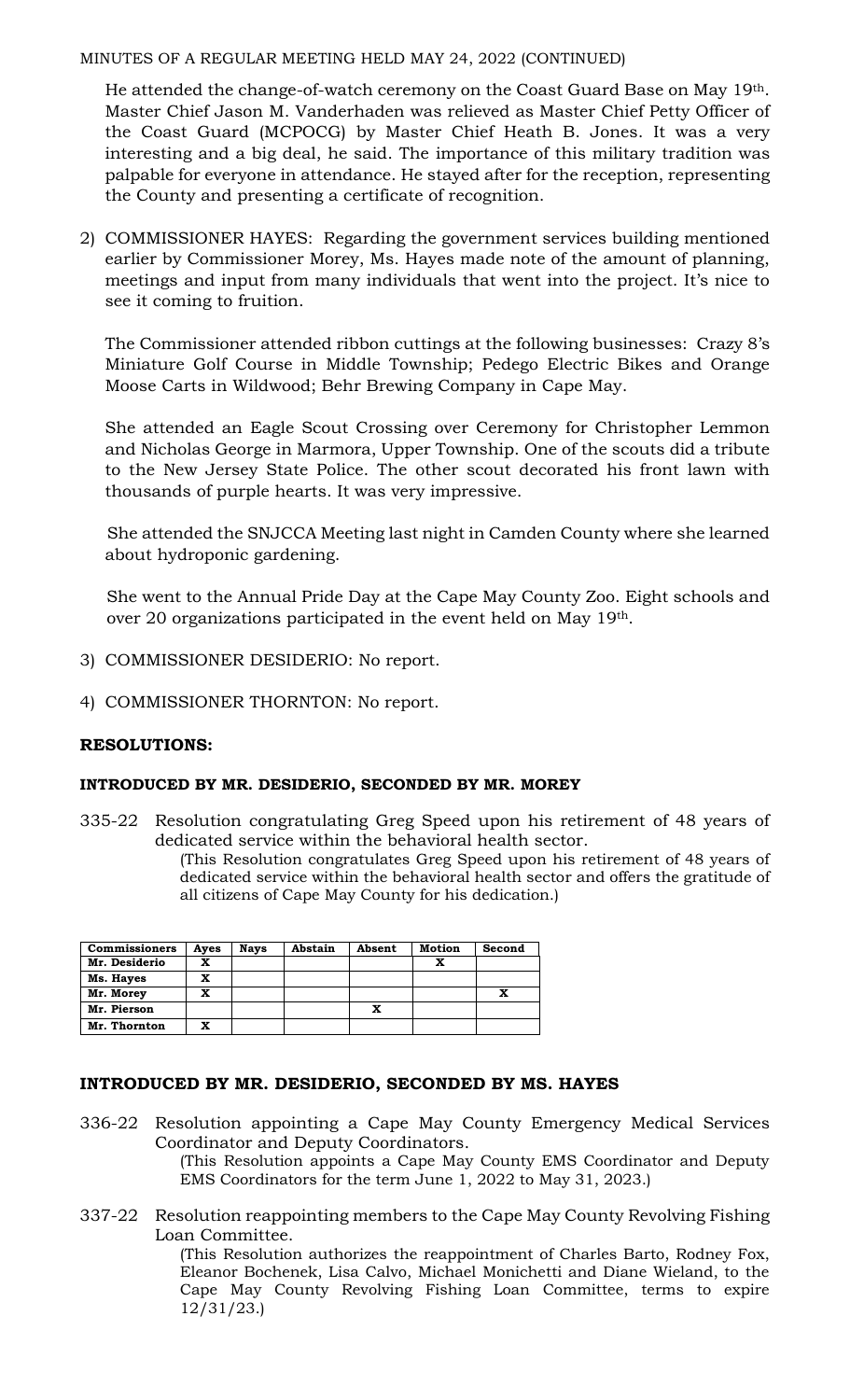MINUTES OF A REGULAR MEETING HELD MAY 24, 2022 (CONTINUED)

He attended the change-of-watch ceremony on the Coast Guard Base on May 19th. Master Chief Jason M. Vanderhaden was relieved as Master Chief Petty Officer of the Coast Guard (MCPOCG) by Master Chief Heath B. Jones. It was a very interesting and a big deal, he said. The importance of this military tradition was palpable for everyone in attendance. He stayed after for the reception, representing the County and presenting a certificate of recognition.

2) COMMISSIONER HAYES: Regarding the government services building mentioned earlier by Commissioner Morey, Ms. Hayes made note of the amount of planning, meetings and input from many individuals that went into the project. It's nice to see it coming to fruition.

   The Commissioner attended ribbon cuttings at the following businesses: Crazy 8's Miniature Golf Course in Middle Township; Pedego Electric Bikes and Orange Moose Carts in Wildwood; Behr Brewing Company in Cape May.

   She attended an Eagle Scout Crossing over Ceremony for Christopher Lemmon and Nicholas George in Marmora, Upper Township. One of the scouts did a tribute to the New Jersey State Police. The other scout decorated his front lawn with thousands of purple hearts. It was very impressive.

   She attended the SNJCCA Meeting last night in Camden County where she learned about hydroponic gardening.

   She went to the Annual Pride Day at the Cape May County Zoo. Eight schools and over 20 organizations participated in the event held on May 19th.

3) COMMISSIONER DESIDERIO: No report.

4) COMMISSIONER THORNTON: No report.

**RESOLUTIONS:**

**INTRODUCED BY MR. DESIDERIO, SECONDED BY MR. MOREY**

335-22 Resolution congratulating Greg Speed upon his retirement of 48 years of dedicated service within the behavioral health sector.
(This Resolution congratulates Greg Speed upon his retirement of 48 years of dedicated service within the behavioral health sector and offers the gratitude of all citizens of Cape May County for his dedication.)

| Commissioners | Ayes | Nays | Abstain | Absent | Motion | Second |
|---|---|---|---|---|---|---|
| Mr. Desiderio | X | | | | X | |
| Ms. Hayes | X | | | | | |
| Mr. Morey | X | | | | | X |
| Mr. Pierson | | | | X | | |
| Mr. Thornton | X | | | | | |

**INTRODUCED BY MR. DESIDERIO, SECONDED BY MS. HAYES**

336-22 Resolution appointing a Cape May County Emergency Medical Services Coordinator and Deputy Coordinators.
(This Resolution appoints a Cape May County EMS Coordinator and Deputy EMS Coordinators for the term June 1, 2022 to May 31, 2023.)

337-22 Resolution reappointing members to the Cape May County Revolving Fishing Loan Committee.
(This Resolution authorizes the reappointment of Charles Barto, Rodney Fox, Eleanor Bochenek, Lisa Calvo, Michael Monichetti and Diane Wieland, to the Cape May County Revolving Fishing Loan Committee, terms to expire 12/31/23.)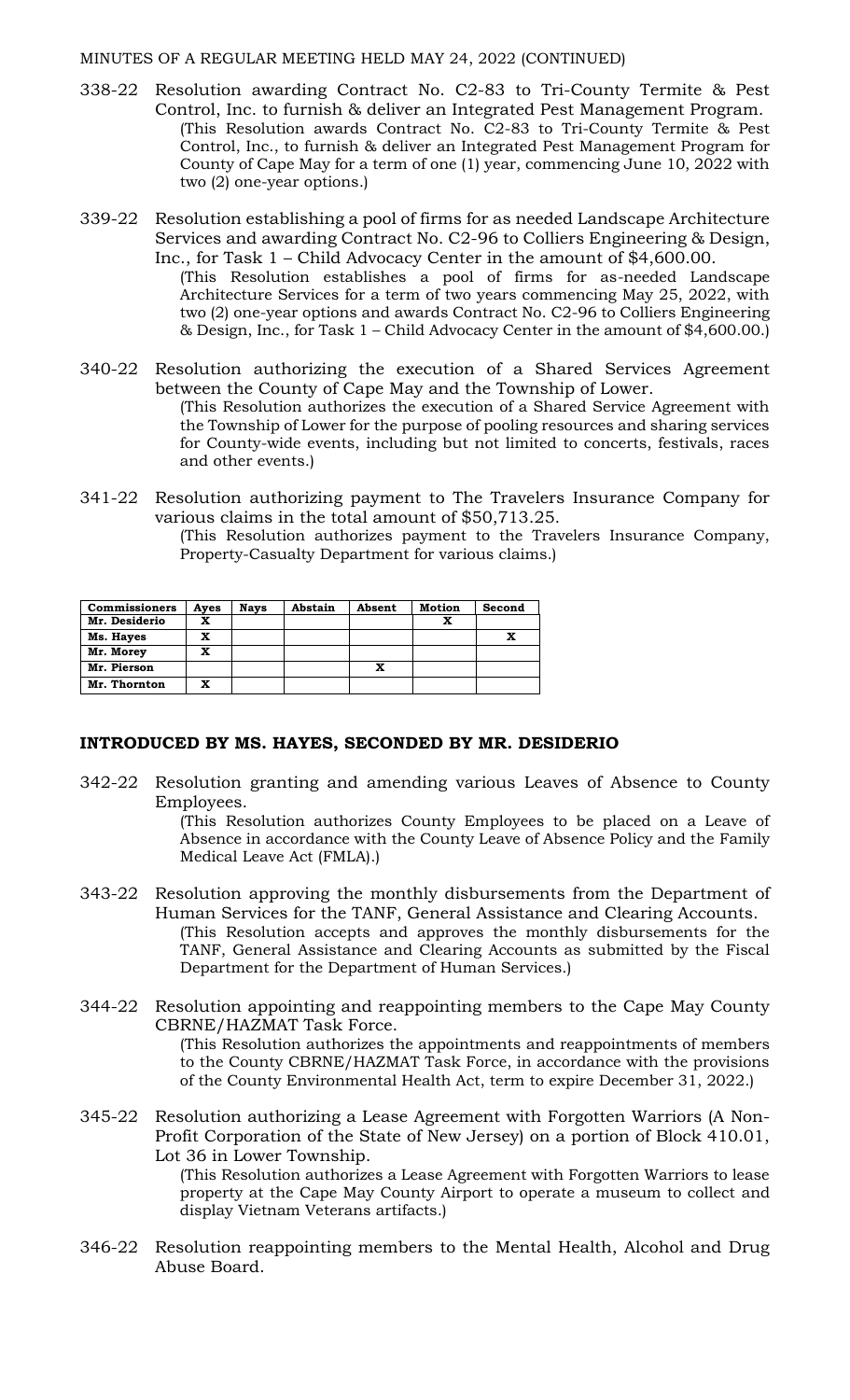MINUTES OF A REGULAR MEETING HELD MAY 24, 2022 (CONTINUED)

338-22 Resolution awarding Contract No. C2-83 to Tri-County Termite & Pest Control, Inc. to furnish & deliver an Integrated Pest Management Program.
(This Resolution awards Contract No. C2-83 to Tri-County Termite & Pest Control, Inc., to furnish & deliver an Integrated Pest Management Program for County of Cape May for a term of one (1) year, commencing June 10, 2022 with two (2) one-year options.)

339-22 Resolution establishing a pool of firms for as needed Landscape Architecture Services and awarding Contract No. C2-96 to Colliers Engineering & Design, Inc., for Task 1 – Child Advocacy Center in the amount of $4,600.00.
(This Resolution establishes a pool of firms for as-needed Landscape Architecture Services for a term of two years commencing May 25, 2022, with two (2) one-year options and awards Contract No. C2-96 to Colliers Engineering & Design, Inc., for Task 1 – Child Advocacy Center in the amount of $4,600.00.)

340-22 Resolution authorizing the execution of a Shared Services Agreement between the County of Cape May and the Township of Lower.
(This Resolution authorizes the execution of a Shared Service Agreement with the Township of Lower for the purpose of pooling resources and sharing services for County-wide events, including but not limited to concerts, festivals, races and other events.)

341-22 Resolution authorizing payment to The Travelers Insurance Company for various claims in the total amount of $50,713.25.
(This Resolution authorizes payment to the Travelers Insurance Company, Property-Casualty Department for various claims.)

| Commissioners | Ayes | Nays | Abstain | Absent | Motion | Second |
|---|---|---|---|---|---|---|
| Mr. Desiderio | X | | | | X | |
| Ms. Hayes | X | | | | | X |
| Mr. Morey | X | | | | | |
| Mr. Pierson | | | | X | | |
| Mr. Thornton | X | | | | | |

**INTRODUCED BY MS. HAYES, SECONDED BY MR. DESIDERIO**

342-22 Resolution granting and amending various Leaves of Absence to County Employees.
(This Resolution authorizes County Employees to be placed on a Leave of Absence in accordance with the County Leave of Absence Policy and the Family Medical Leave Act (FMLA).)

343-22 Resolution approving the monthly disbursements from the Department of Human Services for the TANF, General Assistance and Clearing Accounts.
(This Resolution accepts and approves the monthly disbursements for the TANF, General Assistance and Clearing Accounts as submitted by the Fiscal Department for the Department of Human Services.)

344-22 Resolution appointing and reappointing members to the Cape May County CBRNE/HAZMAT Task Force.
(This Resolution authorizes the appointments and reappointments of members to the County CBRNE/HAZMAT Task Force, in accordance with the provisions of the County Environmental Health Act, term to expire December 31, 2022.)

345-22 Resolution authorizing a Lease Agreement with Forgotten Warriors (A Non-Profit Corporation of the State of New Jersey) on a portion of Block 410.01, Lot 36 in Lower Township.
(This Resolution authorizes a Lease Agreement with Forgotten Warriors to lease property at the Cape May County Airport to operate a museum to collect and display Vietnam Veterans artifacts.)

346-22 Resolution reappointing members to the Mental Health, Alcohol and Drug Abuse Board.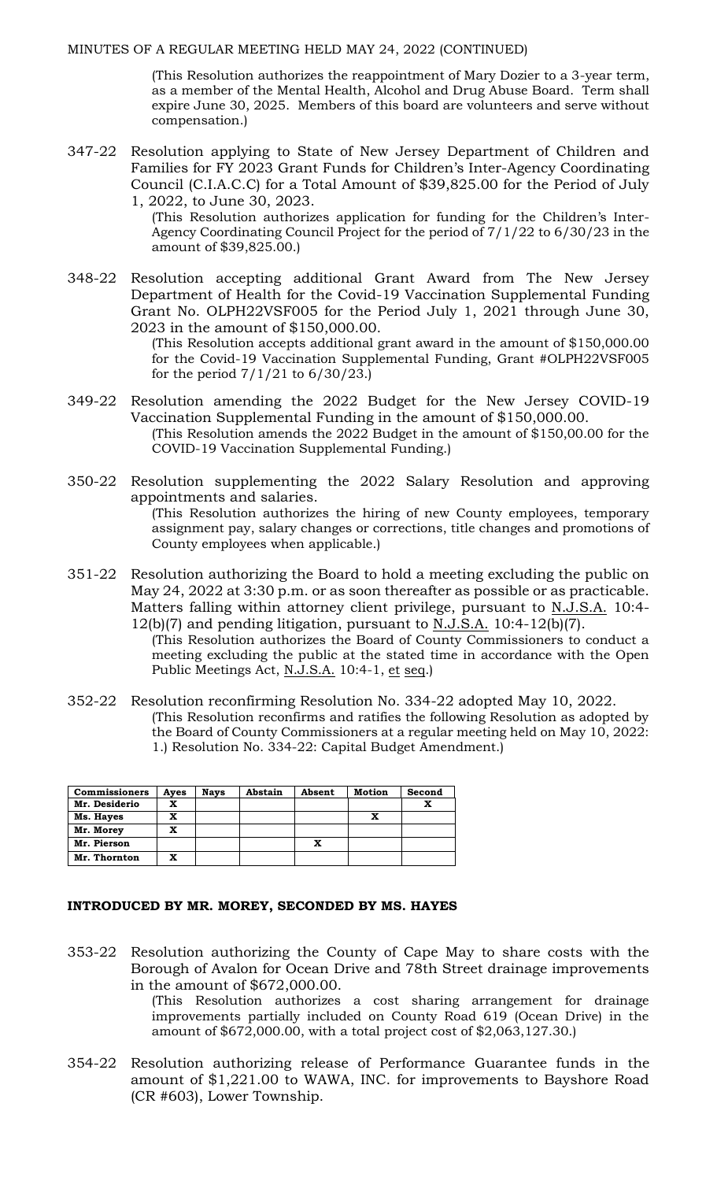(This Resolution authorizes the reappointment of Mary Dozier to a 3-year term, as a member of the Mental Health, Alcohol and Drug Abuse Board. Term shall expire June 30, 2025. Members of this board are volunteers and serve without compensation.)

347-22 Resolution applying to State of New Jersey Department of Children and Families for FY 2023 Grant Funds for Children's Inter-Agency Coordinating Council (C.I.A.C.C) for a Total Amount of $39,825.00 for the Period of July 1, 2022, to June 30, 2023.
(This Resolution authorizes application for funding for the Children's Inter-Agency Coordinating Council Project for the period of 7/1/22 to 6/30/23 in the amount of $39,825.00.)

348-22 Resolution accepting additional Grant Award from The New Jersey Department of Health for the Covid-19 Vaccination Supplemental Funding Grant No. OLPH22VSF005 for the Period July 1, 2021 through June 30, 2023 in the amount of $150,000.00.
(This Resolution accepts additional grant award in the amount of $150,000.00 for the Covid-19 Vaccination Supplemental Funding, Grant #OLPH22VSF005 for the period 7/1/21 to 6/30/23.)

349-22 Resolution amending the 2022 Budget for the New Jersey COVID-19 Vaccination Supplemental Funding in the amount of $150,000.00.
(This Resolution amends the 2022 Budget in the amount of $150,00.00 for the COVID-19 Vaccination Supplemental Funding.)

350-22 Resolution supplementing the 2022 Salary Resolution and approving appointments and salaries.
(This Resolution authorizes the hiring of new County employees, temporary assignment pay, salary changes or corrections, title changes and promotions of County employees when applicable.)

351-22 Resolution authorizing the Board to hold a meeting excluding the public on May 24, 2022 at 3:30 p.m. or as soon thereafter as possible or as practicable. Matters falling within attorney client privilege, pursuant to N.J.S.A. 10:4-12(b)(7) and pending litigation, pursuant to N.J.S.A. 10:4-12(b)(7).
(This Resolution authorizes the Board of County Commissioners to conduct a meeting excluding the public at the stated time in accordance with the Open Public Meetings Act, N.J.S.A. 10:4-1, et seq.)

352-22 Resolution reconfirming Resolution No. 334-22 adopted May 10, 2022.
(This Resolution reconfirms and ratifies the following Resolution as adopted by the Board of County Commissioners at a regular meeting held on May 10, 2022: 1.) Resolution No. 334-22: Capital Budget Amendment.)

| Commissioners | Ayes | Nays | Abstain | Absent | Motion | Second |
|---|---|---|---|---|---|---|
| Mr. Desiderio | X | | | | | X |
| Ms. Hayes | X | | | | X | |
| Mr. Morey | X | | | | | |
| Mr. Pierson | | | | X | | |
| Mr. Thornton | X | | | | | |

**INTRODUCED BY MR. MOREY, SECONDED BY MS. HAYES**

353-22 Resolution authorizing the County of Cape May to share costs with the Borough of Avalon for Ocean Drive and 78th Street drainage improvements in the amount of $672,000.00.
(This Resolution authorizes a cost sharing arrangement for drainage improvements partially included on County Road 619 (Ocean Drive) in the amount of $672,000.00, with a total project cost of $2,063,127.30.)

354-22 Resolution authorizing release of Performance Guarantee funds in the amount of $1,221.00 to WAWA, INC. for improvements to Bayshore Road (CR #603), Lower Township.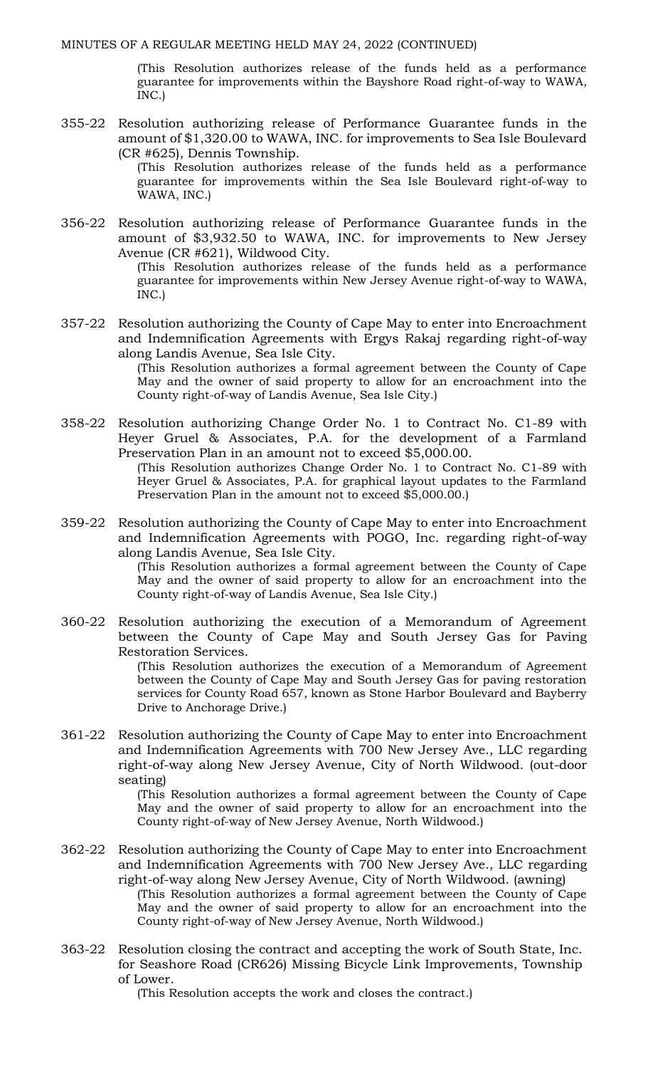(This Resolution authorizes release of the funds held as a performance guarantee for improvements within the Bayshore Road right-of-way to WAWA, INC.)

355-22 Resolution authorizing release of Performance Guarantee funds in the amount of $1,320.00 to WAWA, INC. for improvements to Sea Isle Boulevard (CR #625), Dennis Township.

(This Resolution authorizes release of the funds held as a performance guarantee for improvements within the Sea Isle Boulevard right-of-way to WAWA, INC.)

356-22 Resolution authorizing release of Performance Guarantee funds in the amount of $3,932.50 to WAWA, INC. for improvements to New Jersey Avenue (CR #621), Wildwood City.

(This Resolution authorizes release of the funds held as a performance guarantee for improvements within New Jersey Avenue right-of-way to WAWA, INC.)

357-22 Resolution authorizing the County of Cape May to enter into Encroachment and Indemnification Agreements with Ergys Rakaj regarding right-of-way along Landis Avenue, Sea Isle City.

(This Resolution authorizes a formal agreement between the County of Cape May and the owner of said property to allow for an encroachment into the County right-of-way of Landis Avenue, Sea Isle City.)

358-22 Resolution authorizing Change Order No. 1 to Contract No. C1-89 with Heyer Gruel & Associates, P.A. for the development of a Farmland Preservation Plan in an amount not to exceed $5,000.00.

(This Resolution authorizes Change Order No. 1 to Contract No. C1-89 with Heyer Gruel & Associates, P.A. for graphical layout updates to the Farmland Preservation Plan in the amount not to exceed $5,000.00.)

359-22 Resolution authorizing the County of Cape May to enter into Encroachment and Indemnification Agreements with POGO, Inc. regarding right-of-way along Landis Avenue, Sea Isle City.

(This Resolution authorizes a formal agreement between the County of Cape May and the owner of said property to allow for an encroachment into the County right-of-way of Landis Avenue, Sea Isle City.)

360-22 Resolution authorizing the execution of a Memorandum of Agreement between the County of Cape May and South Jersey Gas for Paving Restoration Services.

(This Resolution authorizes the execution of a Memorandum of Agreement between the County of Cape May and South Jersey Gas for paving restoration services for County Road 657, known as Stone Harbor Boulevard and Bayberry Drive to Anchorage Drive.)

361-22 Resolution authorizing the County of Cape May to enter into Encroachment and Indemnification Agreements with 700 New Jersey Ave., LLC regarding right-of-way along New Jersey Avenue, City of North Wildwood. (out-door seating)

(This Resolution authorizes a formal agreement between the County of Cape May and the owner of said property to allow for an encroachment into the County right-of-way of New Jersey Avenue, North Wildwood.)

362-22 Resolution authorizing the County of Cape May to enter into Encroachment and Indemnification Agreements with 700 New Jersey Ave., LLC regarding right-of-way along New Jersey Avenue, City of North Wildwood. (awning)

(This Resolution authorizes a formal agreement between the County of Cape May and the owner of said property to allow for an encroachment into the County right-of-way of New Jersey Avenue, North Wildwood.)

363-22 Resolution closing the contract and accepting the work of South State, Inc. for Seashore Road (CR626) Missing Bicycle Link Improvements, Township of Lower.

(This Resolution accepts the work and closes the contract.)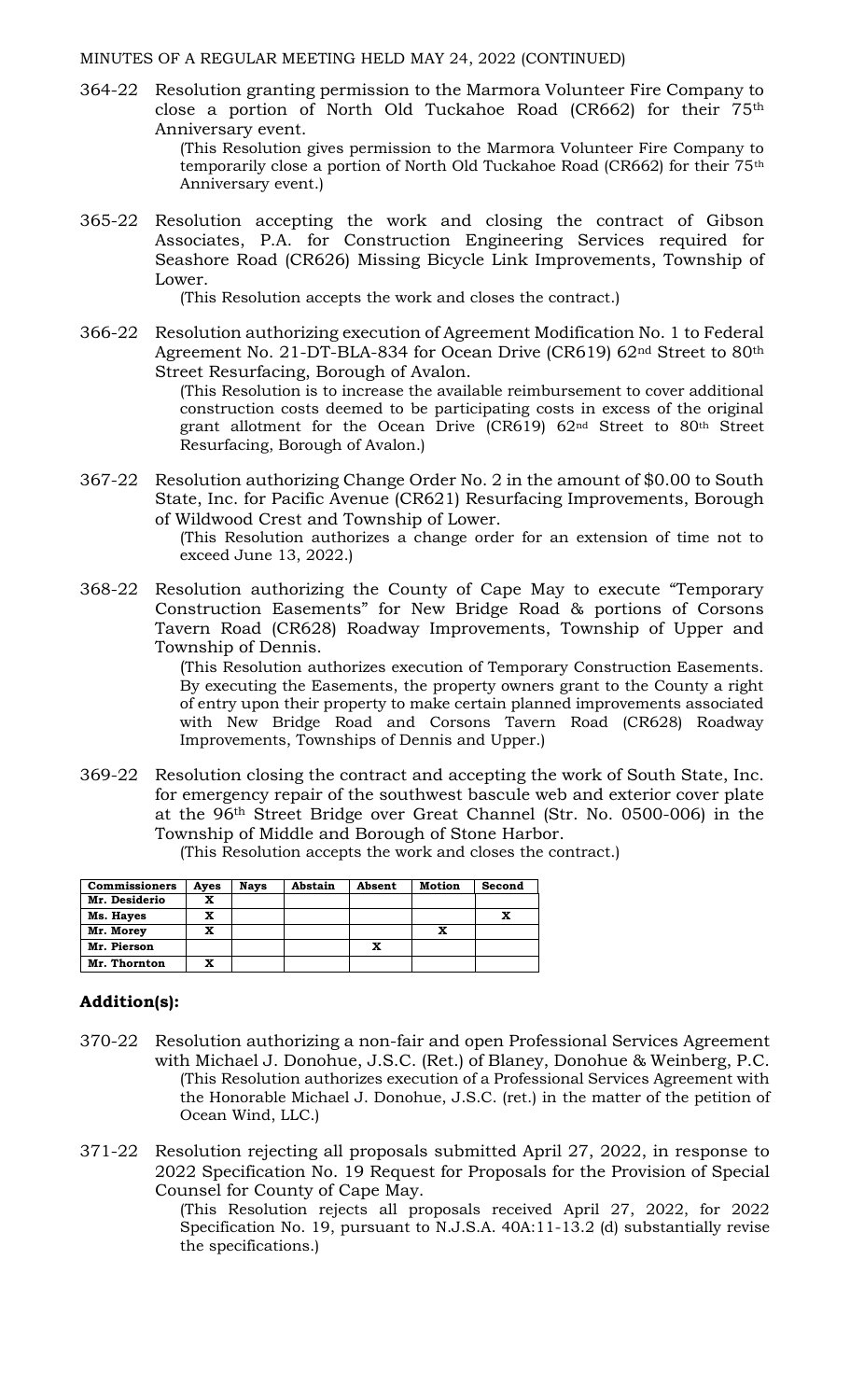MINUTES OF A REGULAR MEETING HELD MAY 24, 2022 (CONTINUED)

364-22 Resolution granting permission to the Marmora Volunteer Fire Company to close a portion of North Old Tuckahoe Road (CR662) for their 75th Anniversary event.

(This Resolution gives permission to the Marmora Volunteer Fire Company to temporarily close a portion of North Old Tuckahoe Road (CR662) for their 75th Anniversary event.)

365-22 Resolution accepting the work and closing the contract of Gibson Associates, P.A. for Construction Engineering Services required for Seashore Road (CR626) Missing Bicycle Link Improvements, Township of Lower.

(This Resolution accepts the work and closes the contract.)

366-22 Resolution authorizing execution of Agreement Modification No. 1 to Federal Agreement No. 21-DT-BLA-834 for Ocean Drive (CR619) 62nd Street to 80th Street Resurfacing, Borough of Avalon.

(This Resolution is to increase the available reimbursement to cover additional construction costs deemed to be participating costs in excess of the original grant allotment for the Ocean Drive (CR619) 62nd Street to 80th Street Resurfacing, Borough of Avalon.)

367-22 Resolution authorizing Change Order No. 2 in the amount of $0.00 to South State, Inc. for Pacific Avenue (CR621) Resurfacing Improvements, Borough of Wildwood Crest and Township of Lower.

(This Resolution authorizes a change order for an extension of time not to exceed June 13, 2022.)

368-22 Resolution authorizing the County of Cape May to execute "Temporary Construction Easements" for New Bridge Road & portions of Corsons Tavern Road (CR628) Roadway Improvements, Township of Upper and Township of Dennis.

(This Resolution authorizes execution of Temporary Construction Easements. By executing the Easements, the property owners grant to the County a right of entry upon their property to make certain planned improvements associated with New Bridge Road and Corsons Tavern Road (CR628) Roadway Improvements, Townships of Dennis and Upper.)

369-22 Resolution closing the contract and accepting the work of South State, Inc. for emergency repair of the southwest bascule web and exterior cover plate at the 96th Street Bridge over Great Channel (Str. No. 0500-006) in the Township of Middle and Borough of Stone Harbor.

(This Resolution accepts the work and closes the contract.)

| Commissioners | Ayes | Nays | Abstain | Absent | Motion | Second |
|---|---|---|---|---|---|---|
| Mr. Desiderio | X | | | | | |
| Ms. Hayes | X | | | | | X |
| Mr. Morey | X | | | | X | |
| Mr. Pierson | | | | X | | |
| Mr. Thornton | X | | | | | |

## Addition(s):

370-22 Resolution authorizing a non-fair and open Professional Services Agreement with Michael J. Donohue, J.S.C. (Ret.) of Blaney, Donohue & Weinberg, P.C.

(This Resolution authorizes execution of a Professional Services Agreement with the Honorable Michael J. Donohue, J.S.C. (ret.) in the matter of the petition of Ocean Wind, LLC.)

371-22 Resolution rejecting all proposals submitted April 27, 2022, in response to 2022 Specification No. 19 Request for Proposals for the Provision of Special Counsel for County of Cape May.

(This Resolution rejects all proposals received April 27, 2022, for 2022 Specification No. 19, pursuant to N.J.S.A. 40A:11-13.2 (d) substantially revise the specifications.)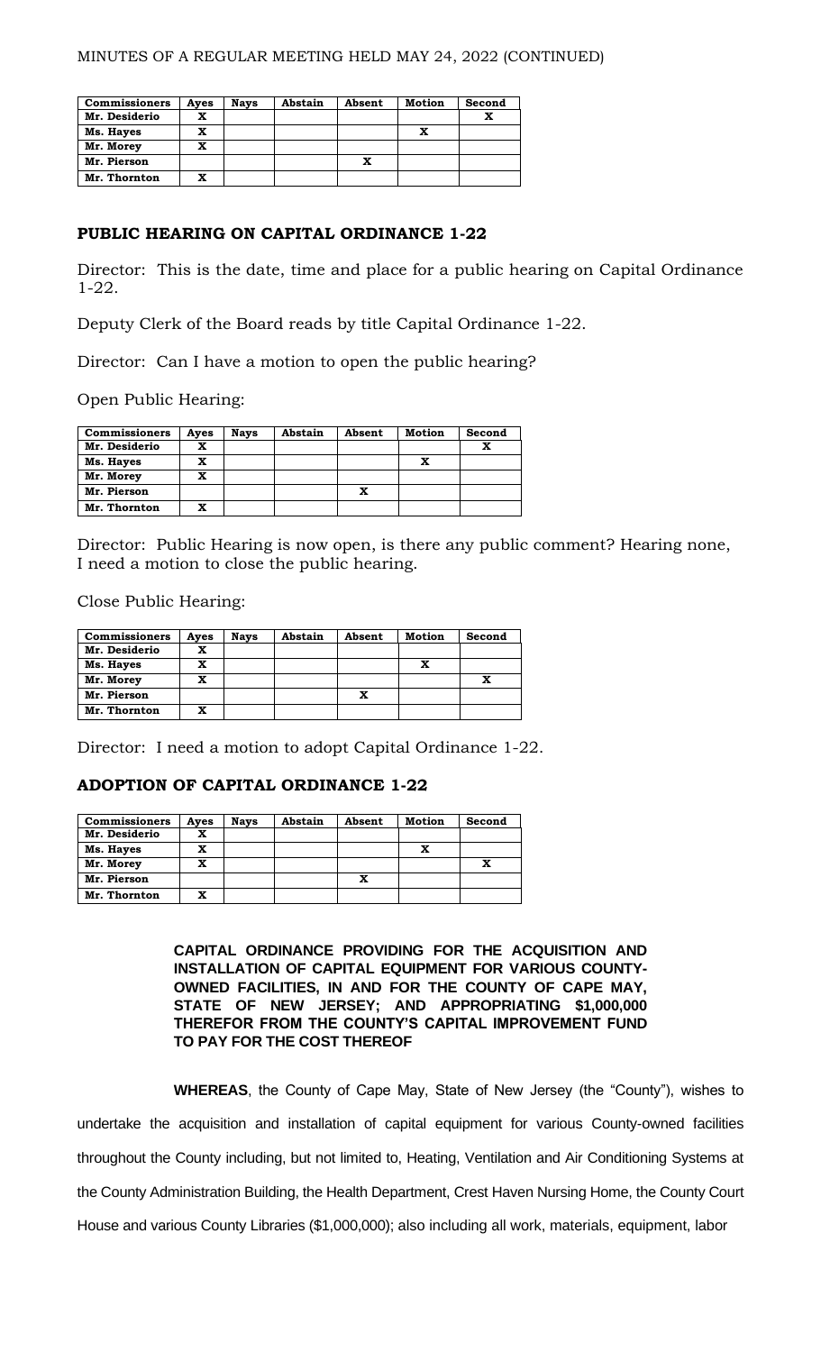| Commissioners | Ayes | Nays | Abstain | Absent | Motion | Second |
|---|---|---|---|---|---|---|
| Mr. Desiderio | X | | | | | X |
| Ms. Hayes | X | | | | X | |
| Mr. Morey | X | | | | | |
| Mr. Pierson | | | | X | | |
| Mr. Thornton | X | | | | | |

## PUBLIC HEARING ON CAPITAL ORDINANCE 1-22

Director: This is the date, time and place for a public hearing on Capital Ordinance 1-22.

Deputy Clerk of the Board reads by title Capital Ordinance 1-22.

Director: Can I have a motion to open the public hearing?

Open Public Hearing:

| Commissioners | Ayes | Nays | Abstain | Absent | Motion | Second |
|---|---|---|---|---|---|---|
| Mr. Desiderio | X | | | | | X |
| Ms. Hayes | X | | | | X | |
| Mr. Morey | X | | | | | |
| Mr. Pierson | | | | X | | |
| Mr. Thornton | X | | | | | |

Director: Public Hearing is now open, is there any public comment? Hearing none, I need a motion to close the public hearing.

Close Public Hearing:

| Commissioners | Ayes | Nays | Abstain | Absent | Motion | Second |
|---|---|---|---|---|---|---|
| Mr. Desiderio | X | | | | | |
| Ms. Hayes | X | | | | X | |
| Mr. Morey | X | | | | | X |
| Mr. Pierson | | | | X | | |
| Mr. Thornton | X | | | | | |

Director: I need a motion to adopt Capital Ordinance 1-22.

## ADOPTION OF CAPITAL ORDINANCE 1-22

| Commissioners | Ayes | Nays | Abstain | Absent | Motion | Second |
|---|---|---|---|---|---|---|
| Mr. Desiderio | X | | | | | |
| Ms. Hayes | X | | | | X | |
| Mr. Morey | X | | | | | X |
| Mr. Pierson | | | | X | | |
| Mr. Thornton | X | | | | | |

**CAPITAL ORDINANCE PROVIDING FOR THE ACQUISITION AND INSTALLATION OF CAPITAL EQUIPMENT FOR VARIOUS COUNTY-OWNED FACILITIES, IN AND FOR THE COUNTY OF CAPE MAY, STATE OF NEW JERSEY; AND APPROPRIATING $1,000,000 THEREFOR FROM THE COUNTY'S CAPITAL IMPROVEMENT FUND TO PAY FOR THE COST THEREOF**

**WHEREAS**, the County of Cape May, State of New Jersey (the "County"), wishes to undertake the acquisition and installation of capital equipment for various County-owned facilities throughout the County including, but not limited to, Heating, Ventilation and Air Conditioning Systems at the County Administration Building, the Health Department, Crest Haven Nursing Home, the County Court House and various County Libraries ($1,000,000); also including all work, materials, equipment, labor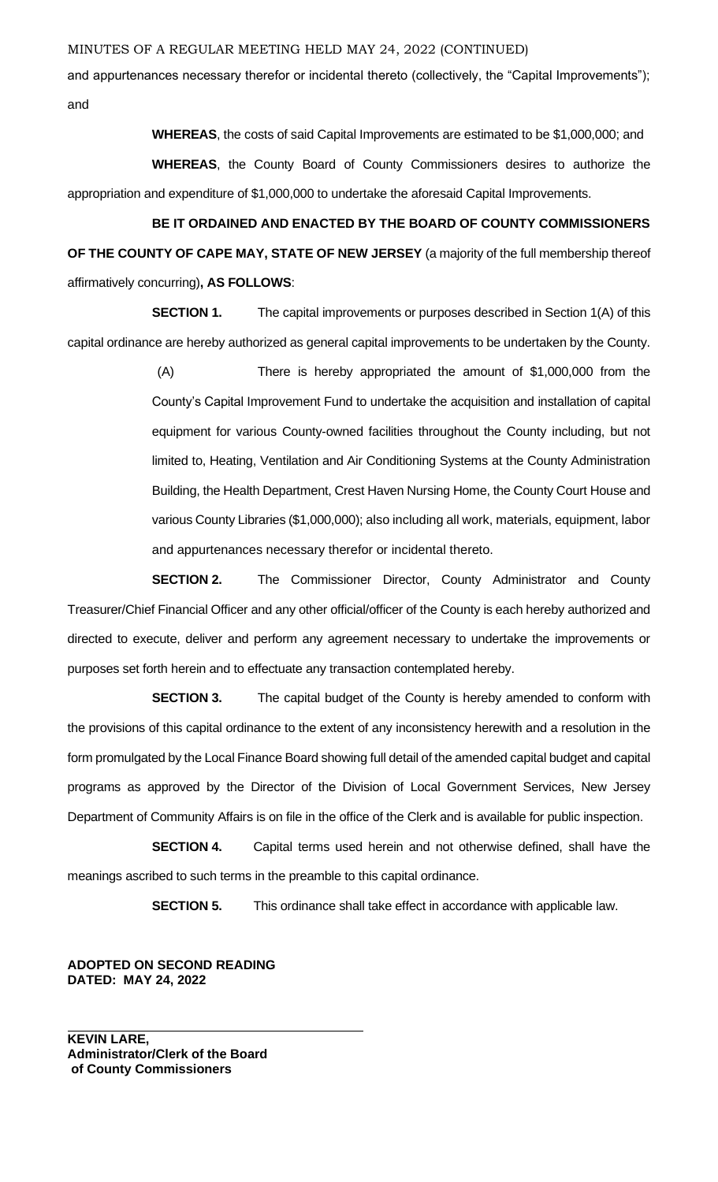and appurtenances necessary therefor or incidental thereto (collectively, the "Capital Improvements"); and

**WHEREAS**, the costs of said Capital Improvements are estimated to be $1,000,000; and

**WHEREAS**, the County Board of County Commissioners desires to authorize the appropriation and expenditure of $1,000,000 to undertake the aforesaid Capital Improvements.

**BE IT ORDAINED AND ENACTED BY THE BOARD OF COUNTY COMMISSIONERS OF THE COUNTY OF CAPE MAY, STATE OF NEW JERSEY** (a majority of the full membership thereof affirmatively concurring)**, AS FOLLOWS**:

**SECTION 1.** The capital improvements or purposes described in Section 1(A) of this capital ordinance are hereby authorized as general capital improvements to be undertaken by the County.

(A) There is hereby appropriated the amount of $1,000,000 from the County's Capital Improvement Fund to undertake the acquisition and installation of capital equipment for various County-owned facilities throughout the County including, but not limited to, Heating, Ventilation and Air Conditioning Systems at the County Administration Building, the Health Department, Crest Haven Nursing Home, the County Court House and various County Libraries ($1,000,000); also including all work, materials, equipment, labor and appurtenances necessary therefor or incidental thereto.

**SECTION 2.** The Commissioner Director, County Administrator and County Treasurer/Chief Financial Officer and any other official/officer of the County is each hereby authorized and directed to execute, deliver and perform any agreement necessary to undertake the improvements or purposes set forth herein and to effectuate any transaction contemplated hereby.

**SECTION 3.** The capital budget of the County is hereby amended to conform with the provisions of this capital ordinance to the extent of any inconsistency herewith and a resolution in the form promulgated by the Local Finance Board showing full detail of the amended capital budget and capital programs as approved by the Director of the Division of Local Government Services, New Jersey Department of Community Affairs is on file in the office of the Clerk and is available for public inspection.

**SECTION 4.** Capital terms used herein and not otherwise defined, shall have the meanings ascribed to such terms in the preamble to this capital ordinance.

**SECTION 5.** This ordinance shall take effect in accordance with applicable law.

**ADOPTED ON SECOND READING**
**DATED: MAY 24, 2022**

**KEVIN LARE,**
**Administrator/Clerk of the Board of County Commissioners**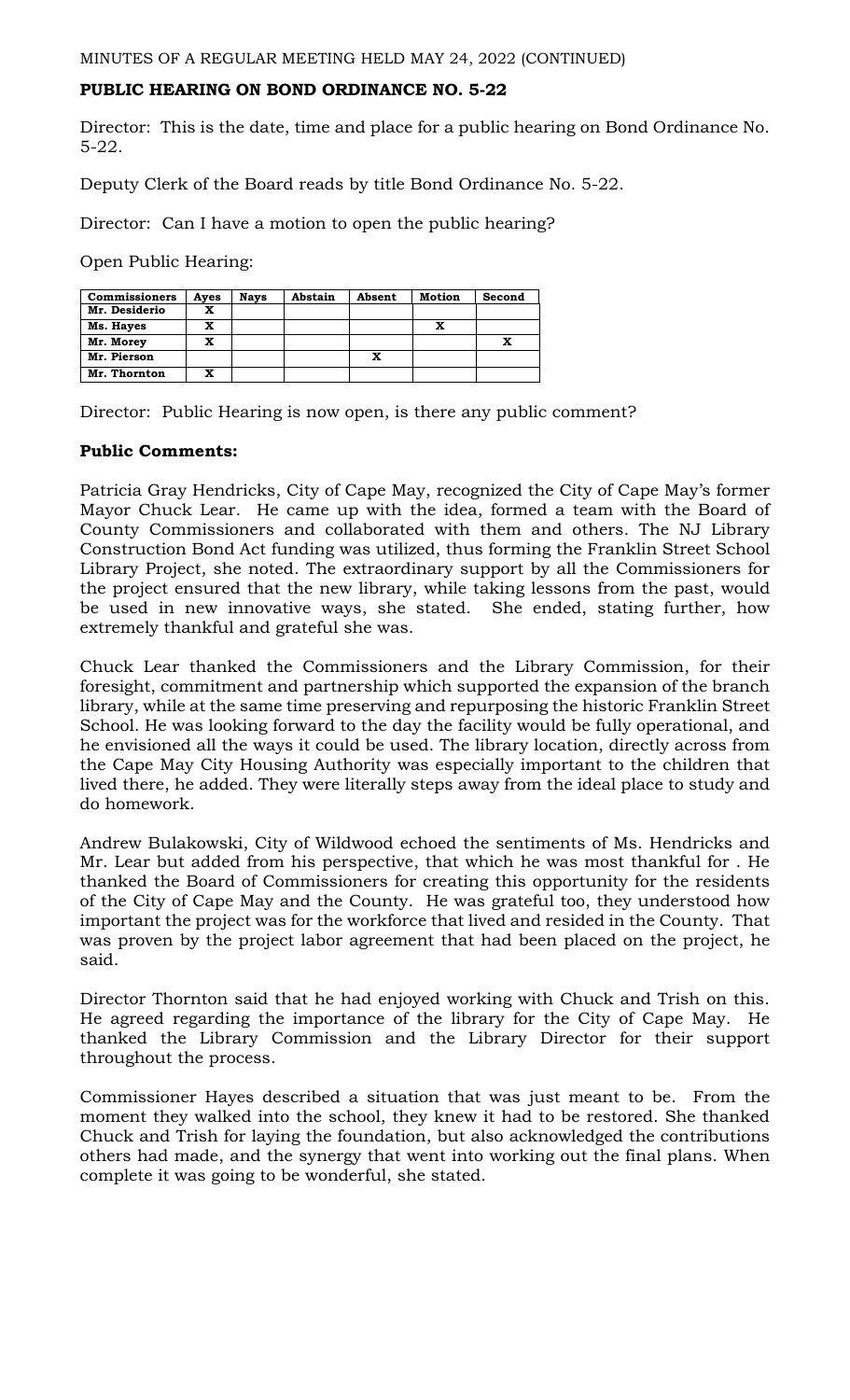MINUTES OF A REGULAR MEETING HELD MAY 24, 2022 (CONTINUED)

**PUBLIC HEARING ON BOND ORDINANCE NO. 5-22**

Director: This is the date, time and place for a public hearing on Bond Ordinance No. 5-22.

Deputy Clerk of the Board reads by title Bond Ordinance No. 5-22.

Director: Can I have a motion to open the public hearing?

Open Public Hearing:

| Commissioners | Ayes | Nays | Abstain | Absent | Motion | Second |
|---|---|---|---|---|---|---|
| Mr. Desiderio | X | | | | | |
| Ms. Hayes | X | | | | X | |
| Mr. Morey | X | | | | | X |
| Mr. Pierson | | | | X | | |
| Mr. Thornton | X | | | | | |

Director: Public Hearing is now open, is there any public comment?

**Public Comments:**

Patricia Gray Hendricks, City of Cape May, recognized the City of Cape May's former Mayor Chuck Lear. He came up with the idea, formed a team with the Board of County Commissioners and collaborated with them and others. The NJ Library Construction Bond Act funding was utilized, thus forming the Franklin Street School Library Project, she noted. The extraordinary support by all the Commissioners for the project ensured that the new library, while taking lessons from the past, would be used in new innovative ways, she stated. She ended, stating further, how extremely thankful and grateful she was.

Chuck Lear thanked the Commissioners and the Library Commission, for their foresight, commitment and partnership which supported the expansion of the branch library, while at the same time preserving and repurposing the historic Franklin Street School. He was looking forward to the day the facility would be fully operational, and he envisioned all the ways it could be used. The library location, directly across from the Cape May City Housing Authority was especially important to the children that lived there, he added. They were literally steps away from the ideal place to study and do homework.

Andrew Bulakowski, City of Wildwood echoed the sentiments of Ms. Hendricks and Mr. Lear but added from his perspective, that which he was most thankful for . He thanked the Board of Commissioners for creating this opportunity for the residents of the City of Cape May and the County. He was grateful too, they understood how important the project was for the workforce that lived and resided in the County. That was proven by the project labor agreement that had been placed on the project, he said.

Director Thornton said that he had enjoyed working with Chuck and Trish on this. He agreed regarding the importance of the library for the City of Cape May. He thanked the Library Commission and the Library Director for their support throughout the process.

Commissioner Hayes described a situation that was just meant to be. From the moment they walked into the school, they knew it had to be restored. She thanked Chuck and Trish for laying the foundation, but also acknowledged the contributions others had made, and the synergy that went into working out the final plans. When complete it was going to be wonderful, she stated.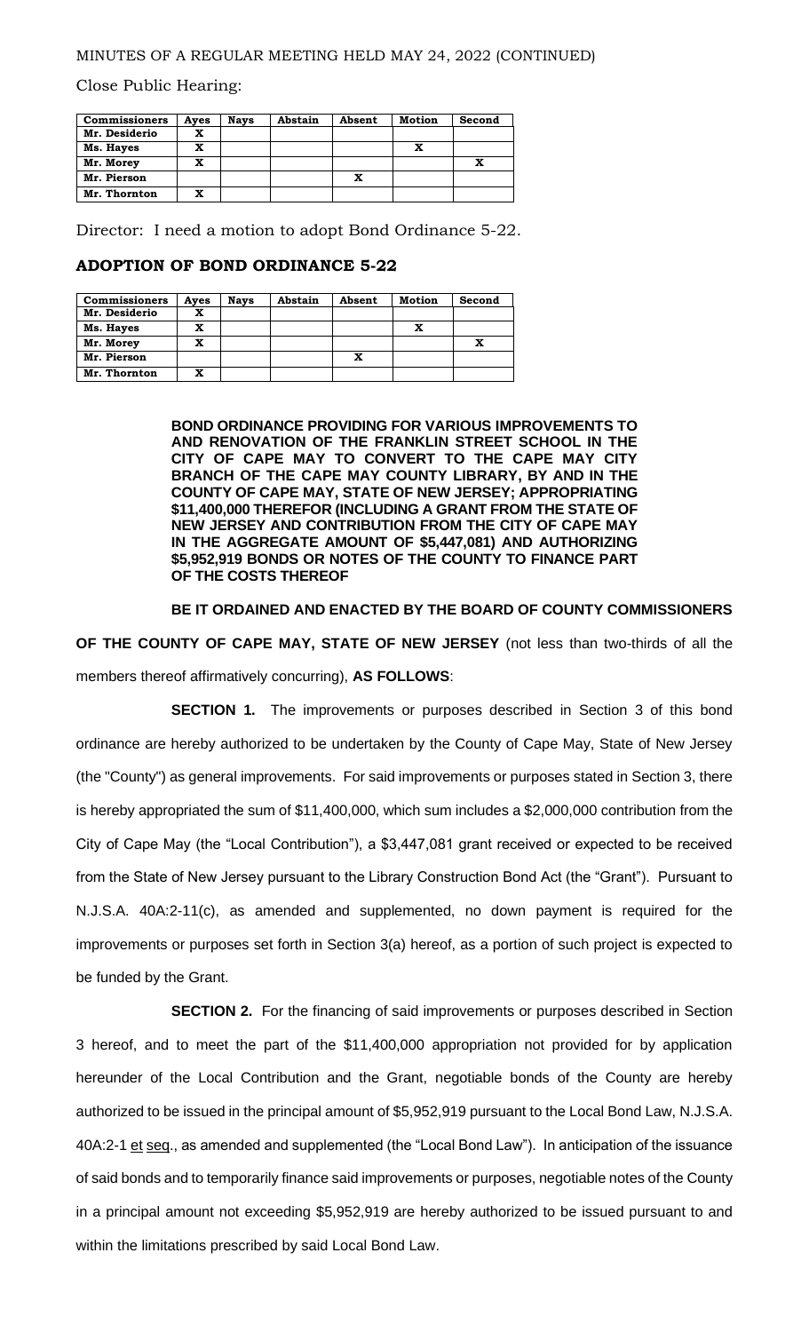MINUTES OF A REGULAR MEETING HELD MAY 24, 2022 (CONTINUED)

Close Public Hearing:

| Commissioners | Ayes | Nays | Abstain | Absent | Motion | Second |
|---|---|---|---|---|---|---|
| Mr. Desiderio | X | | | | | |
| Ms. Hayes | X | | | | X | |
| Mr. Morey | X | | | | | X |
| Mr. Pierson | | | | X | | |
| Mr. Thornton | X | | | | | |

Director: I need a motion to adopt Bond Ordinance 5-22.

## ADOPTION OF BOND ORDINANCE 5-22

| Commissioners | Ayes | Nays | Abstain | Absent | Motion | Second |
|---|---|---|---|---|---|---|
| Mr. Desiderio | X | | | | | |
| Ms. Hayes | X | | | | X | |
| Mr. Morey | X | | | | | X |
| Mr. Pierson | | | | X | | |
| Mr. Thornton | X | | | | | |

**BOND ORDINANCE PROVIDING FOR VARIOUS IMPROVEMENTS TO AND RENOVATION OF THE FRANKLIN STREET SCHOOL IN THE CITY OF CAPE MAY TO CONVERT TO THE CAPE MAY CITY BRANCH OF THE CAPE MAY COUNTY LIBRARY, BY AND IN THE COUNTY OF CAPE MAY, STATE OF NEW JERSEY; APPROPRIATING $11,400,000 THEREFOR (INCLUDING A GRANT FROM THE STATE OF NEW JERSEY AND CONTRIBUTION FROM THE CITY OF CAPE MAY IN THE AGGREGATE AMOUNT OF $5,447,081) AND AUTHORIZING $5,952,919 BONDS OR NOTES OF THE COUNTY TO FINANCE PART OF THE COSTS THEREOF**

**BE IT ORDAINED AND ENACTED BY THE BOARD OF COUNTY COMMISSIONERS OF THE COUNTY OF CAPE MAY, STATE OF NEW JERSEY** (not less than two-thirds of all the members thereof affirmatively concurring), **AS FOLLOWS**:

**SECTION 1.** The improvements or purposes described in Section 3 of this bond ordinance are hereby authorized to be undertaken by the County of Cape May, State of New Jersey (the "County") as general improvements. For said improvements or purposes stated in Section 3, there is hereby appropriated the sum of $11,400,000, which sum includes a $2,000,000 contribution from the City of Cape May (the "Local Contribution"), a $3,447,081 grant received or expected to be received from the State of New Jersey pursuant to the Library Construction Bond Act (the "Grant"). Pursuant to N.J.S.A. 40A:2-11(c), as amended and supplemented, no down payment is required for the improvements or purposes set forth in Section 3(a) hereof, as a portion of such project is expected to be funded by the Grant.

**SECTION 2.** For the financing of said improvements or purposes described in Section 3 hereof, and to meet the part of the $11,400,000 appropriation not provided for by application hereunder of the Local Contribution and the Grant, negotiable bonds of the County are hereby authorized to be issued in the principal amount of $5,952,919 pursuant to the Local Bond Law, N.J.S.A. 40A:2-1 et seq., as amended and supplemented (the "Local Bond Law"). In anticipation of the issuance of said bonds and to temporarily finance said improvements or purposes, negotiable notes of the County in a principal amount not exceeding $5,952,919 are hereby authorized to be issued pursuant to and within the limitations prescribed by said Local Bond Law.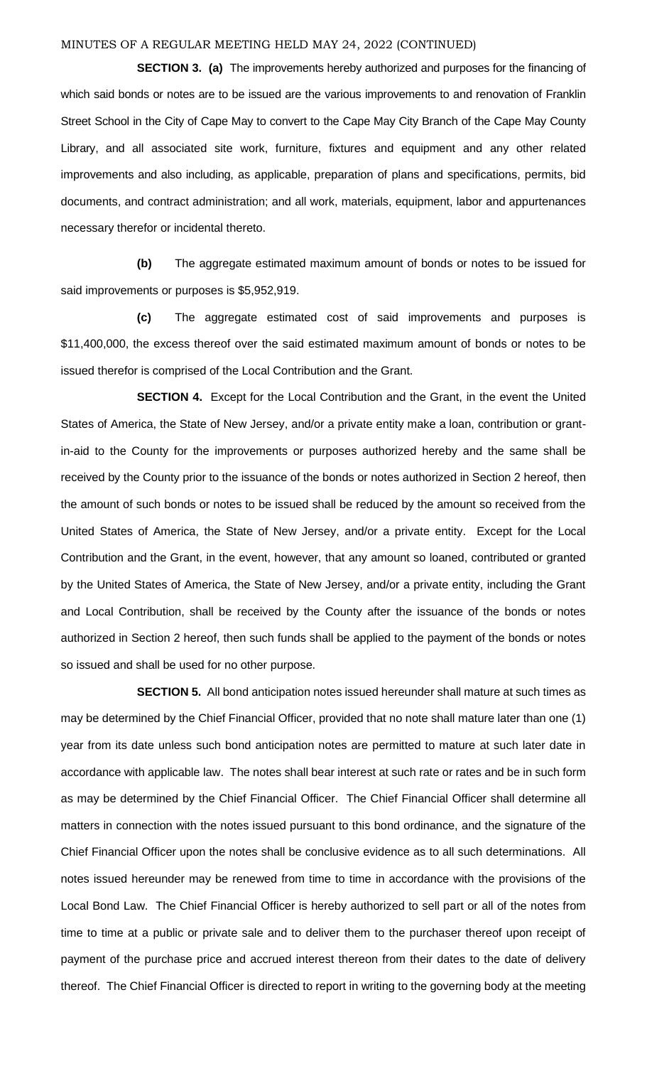**SECTION 3. (a)** The improvements hereby authorized and purposes for the financing of which said bonds or notes are to be issued are the various improvements to and renovation of Franklin Street School in the City of Cape May to convert to the Cape May City Branch of the Cape May County Library, and all associated site work, furniture, fixtures and equipment and any other related improvements and also including, as applicable, preparation of plans and specifications, permits, bid documents, and contract administration; and all work, materials, equipment, labor and appurtenances necessary therefor or incidental thereto.

**(b)** The aggregate estimated maximum amount of bonds or notes to be issued for said improvements or purposes is $5,952,919.

**(c)** The aggregate estimated cost of said improvements and purposes is $11,400,000, the excess thereof over the said estimated maximum amount of bonds or notes to be issued therefor is comprised of the Local Contribution and the Grant.

**SECTION 4.** Except for the Local Contribution and the Grant, in the event the United States of America, the State of New Jersey, and/or a private entity make a loan, contribution or grant-in-aid to the County for the improvements or purposes authorized hereby and the same shall be received by the County prior to the issuance of the bonds or notes authorized in Section 2 hereof, then the amount of such bonds or notes to be issued shall be reduced by the amount so received from the United States of America, the State of New Jersey, and/or a private entity. Except for the Local Contribution and the Grant, in the event, however, that any amount so loaned, contributed or granted by the United States of America, the State of New Jersey, and/or a private entity, including the Grant and Local Contribution, shall be received by the County after the issuance of the bonds or notes authorized in Section 2 hereof, then such funds shall be applied to the payment of the bonds or notes so issued and shall be used for no other purpose.

**SECTION 5.** All bond anticipation notes issued hereunder shall mature at such times as may be determined by the Chief Financial Officer, provided that no note shall mature later than one (1) year from its date unless such bond anticipation notes are permitted to mature at such later date in accordance with applicable law. The notes shall bear interest at such rate or rates and be in such form as may be determined by the Chief Financial Officer. The Chief Financial Officer shall determine all matters in connection with the notes issued pursuant to this bond ordinance, and the signature of the Chief Financial Officer upon the notes shall be conclusive evidence as to all such determinations. All notes issued hereunder may be renewed from time to time in accordance with the provisions of the Local Bond Law. The Chief Financial Officer is hereby authorized to sell part or all of the notes from time to time at a public or private sale and to deliver them to the purchaser thereof upon receipt of payment of the purchase price and accrued interest thereon from their dates to the date of delivery thereof. The Chief Financial Officer is directed to report in writing to the governing body at the meeting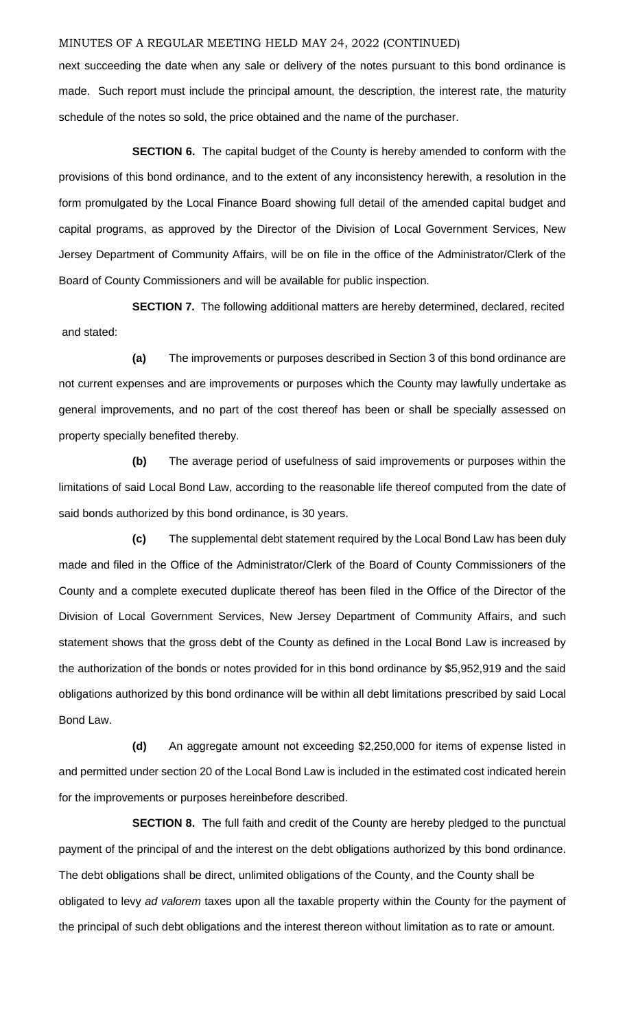next succeeding the date when any sale or delivery of the notes pursuant to this bond ordinance is made. Such report must include the principal amount, the description, the interest rate, the maturity schedule of the notes so sold, the price obtained and the name of the purchaser.

**SECTION 6.** The capital budget of the County is hereby amended to conform with the provisions of this bond ordinance, and to the extent of any inconsistency herewith, a resolution in the form promulgated by the Local Finance Board showing full detail of the amended capital budget and capital programs, as approved by the Director of the Division of Local Government Services, New Jersey Department of Community Affairs, will be on file in the office of the Administrator/Clerk of the Board of County Commissioners and will be available for public inspection.

**SECTION 7.** The following additional matters are hereby determined, declared, recited and stated:

**(a)** The improvements or purposes described in Section 3 of this bond ordinance are not current expenses and are improvements or purposes which the County may lawfully undertake as general improvements, and no part of the cost thereof has been or shall be specially assessed on property specially benefited thereby.

**(b)** The average period of usefulness of said improvements or purposes within the limitations of said Local Bond Law, according to the reasonable life thereof computed from the date of said bonds authorized by this bond ordinance, is 30 years.

**(c)** The supplemental debt statement required by the Local Bond Law has been duly made and filed in the Office of the Administrator/Clerk of the Board of County Commissioners of the County and a complete executed duplicate thereof has been filed in the Office of the Director of the Division of Local Government Services, New Jersey Department of Community Affairs, and such statement shows that the gross debt of the County as defined in the Local Bond Law is increased by the authorization of the bonds or notes provided for in this bond ordinance by $5,952,919 and the said obligations authorized by this bond ordinance will be within all debt limitations prescribed by said Local Bond Law.

**(d)** An aggregate amount not exceeding $2,250,000 for items of expense listed in and permitted under section 20 of the Local Bond Law is included in the estimated cost indicated herein for the improvements or purposes hereinbefore described.

**SECTION 8.** The full faith and credit of the County are hereby pledged to the punctual payment of the principal of and the interest on the debt obligations authorized by this bond ordinance. The debt obligations shall be direct, unlimited obligations of the County, and the County shall be obligated to levy *ad valorem* taxes upon all the taxable property within the County for the payment of the principal of such debt obligations and the interest thereon without limitation as to rate or amount.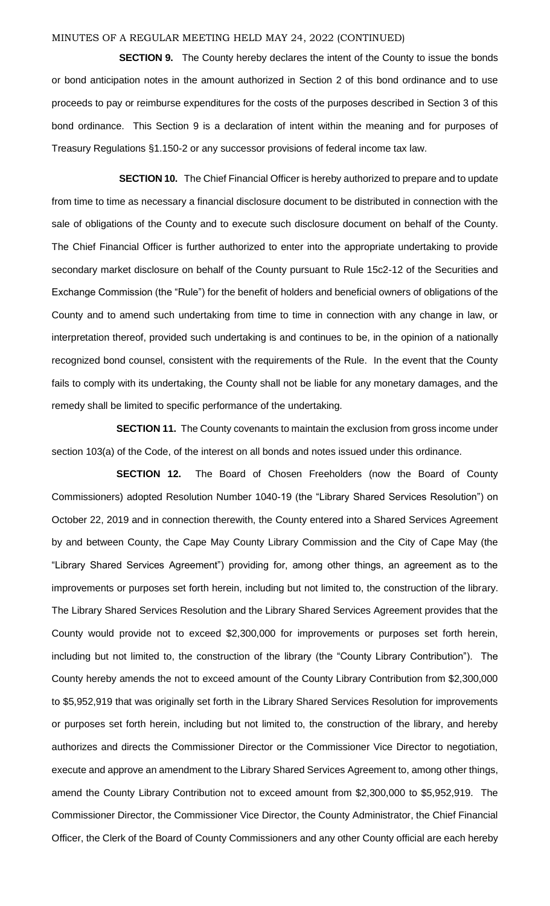**SECTION 9.** The County hereby declares the intent of the County to issue the bonds or bond anticipation notes in the amount authorized in Section 2 of this bond ordinance and to use proceeds to pay or reimburse expenditures for the costs of the purposes described in Section 3 of this bond ordinance. This Section 9 is a declaration of intent within the meaning and for purposes of Treasury Regulations §1.150-2 or any successor provisions of federal income tax law.

**SECTION 10.** The Chief Financial Officer is hereby authorized to prepare and to update from time to time as necessary a financial disclosure document to be distributed in connection with the sale of obligations of the County and to execute such disclosure document on behalf of the County. The Chief Financial Officer is further authorized to enter into the appropriate undertaking to provide secondary market disclosure on behalf of the County pursuant to Rule 15c2-12 of the Securities and Exchange Commission (the "Rule") for the benefit of holders and beneficial owners of obligations of the County and to amend such undertaking from time to time in connection with any change in law, or interpretation thereof, provided such undertaking is and continues to be, in the opinion of a nationally recognized bond counsel, consistent with the requirements of the Rule. In the event that the County fails to comply with its undertaking, the County shall not be liable for any monetary damages, and the remedy shall be limited to specific performance of the undertaking.

**SECTION 11.** The County covenants to maintain the exclusion from gross income under section 103(a) of the Code, of the interest on all bonds and notes issued under this ordinance.

**SECTION 12.** The Board of Chosen Freeholders (now the Board of County Commissioners) adopted Resolution Number 1040-19 (the "Library Shared Services Resolution") on October 22, 2019 and in connection therewith, the County entered into a Shared Services Agreement by and between County, the Cape May County Library Commission and the City of Cape May (the "Library Shared Services Agreement") providing for, among other things, an agreement as to the improvements or purposes set forth herein, including but not limited to, the construction of the library. The Library Shared Services Resolution and the Library Shared Services Agreement provides that the County would provide not to exceed $2,300,000 for improvements or purposes set forth herein, including but not limited to, the construction of the library (the "County Library Contribution"). The County hereby amends the not to exceed amount of the County Library Contribution from $2,300,000 to $5,952,919 that was originally set forth in the Library Shared Services Resolution for improvements or purposes set forth herein, including but not limited to, the construction of the library, and hereby authorizes and directs the Commissioner Director or the Commissioner Vice Director to negotiation, execute and approve an amendment to the Library Shared Services Agreement to, among other things, amend the County Library Contribution not to exceed amount from $2,300,000 to $5,952,919. The Commissioner Director, the Commissioner Vice Director, the County Administrator, the Chief Financial Officer, the Clerk of the Board of County Commissioners and any other County official are each hereby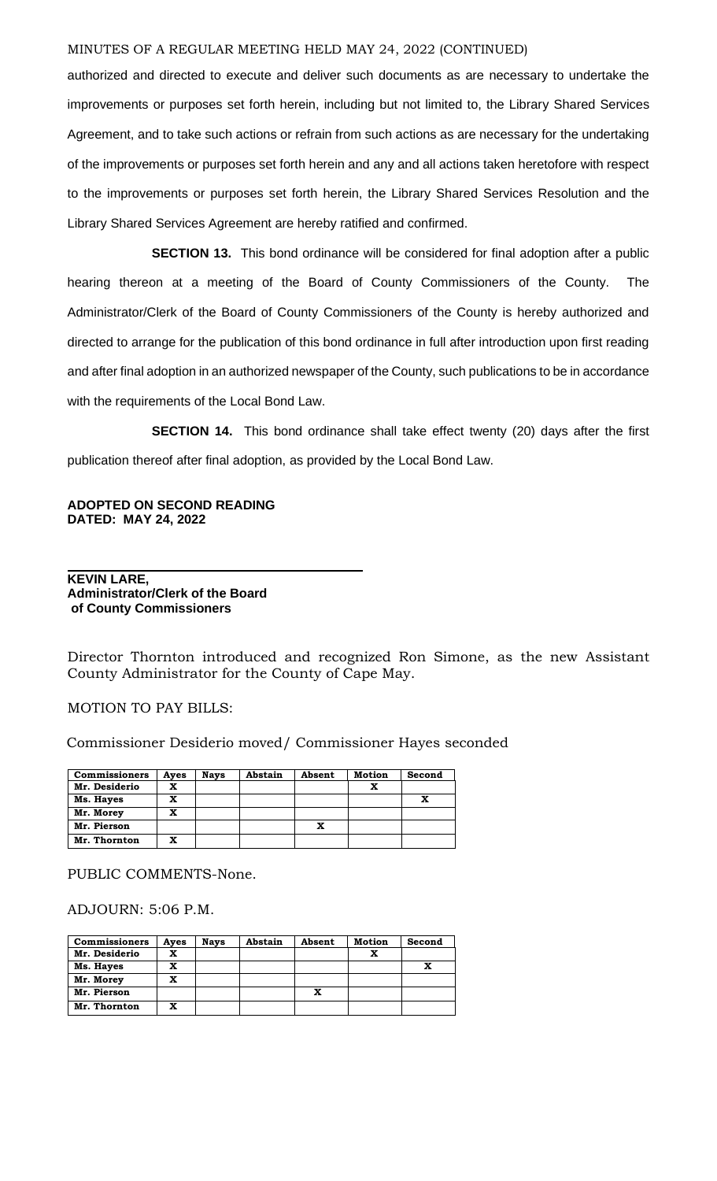MINUTES OF A REGULAR MEETING HELD MAY 24, 2022 (CONTINUED)

authorized and directed to execute and deliver such documents as are necessary to undertake the improvements or purposes set forth herein, including but not limited to, the Library Shared Services Agreement, and to take such actions or refrain from such actions as are necessary for the undertaking of the improvements or purposes set forth herein and any and all actions taken heretofore with respect to the improvements or purposes set forth herein, the Library Shared Services Resolution and the Library Shared Services Agreement are hereby ratified and confirmed.

**SECTION 13.** This bond ordinance will be considered for final adoption after a public hearing thereon at a meeting of the Board of County Commissioners of the County. The Administrator/Clerk of the Board of County Commissioners of the County is hereby authorized and directed to arrange for the publication of this bond ordinance in full after introduction upon first reading and after final adoption in an authorized newspaper of the County, such publications to be in accordance with the requirements of the Local Bond Law.

**SECTION 14.** This bond ordinance shall take effect twenty (20) days after the first publication thereof after final adoption, as provided by the Local Bond Law.

**ADOPTED ON SECOND READING**
**DATED: MAY 24, 2022**

**KEVIN LARE,**
**Administrator/Clerk of the Board of County Commissioners**

Director Thornton introduced and recognized Ron Simone, as the new Assistant County Administrator for the County of Cape May.

MOTION TO PAY BILLS:

Commissioner Desiderio moved/ Commissioner Hayes seconded

| Commissioners | Ayes | Nays | Abstain | Absent | Motion | Second |
|---|---|---|---|---|---|---|
| Mr. Desiderio | X | | | | X | |
| Ms. Hayes | X | | | | | X |
| Mr. Morey | X | | | | | |
| Mr. Pierson | | | | X | | |
| Mr. Thornton | X | | | | | |

PUBLIC COMMENTS-None.

ADJOURN: 5:06 P.M.

| Commissioners | Ayes | Nays | Abstain | Absent | Motion | Second |
|---|---|---|---|---|---|---|
| Mr. Desiderio | X | | | | X | |
| Ms. Hayes | X | | | | | X |
| Mr. Morey | X | | | | | |
| Mr. Pierson | | | | X | | |
| Mr. Thornton | X | | | | | |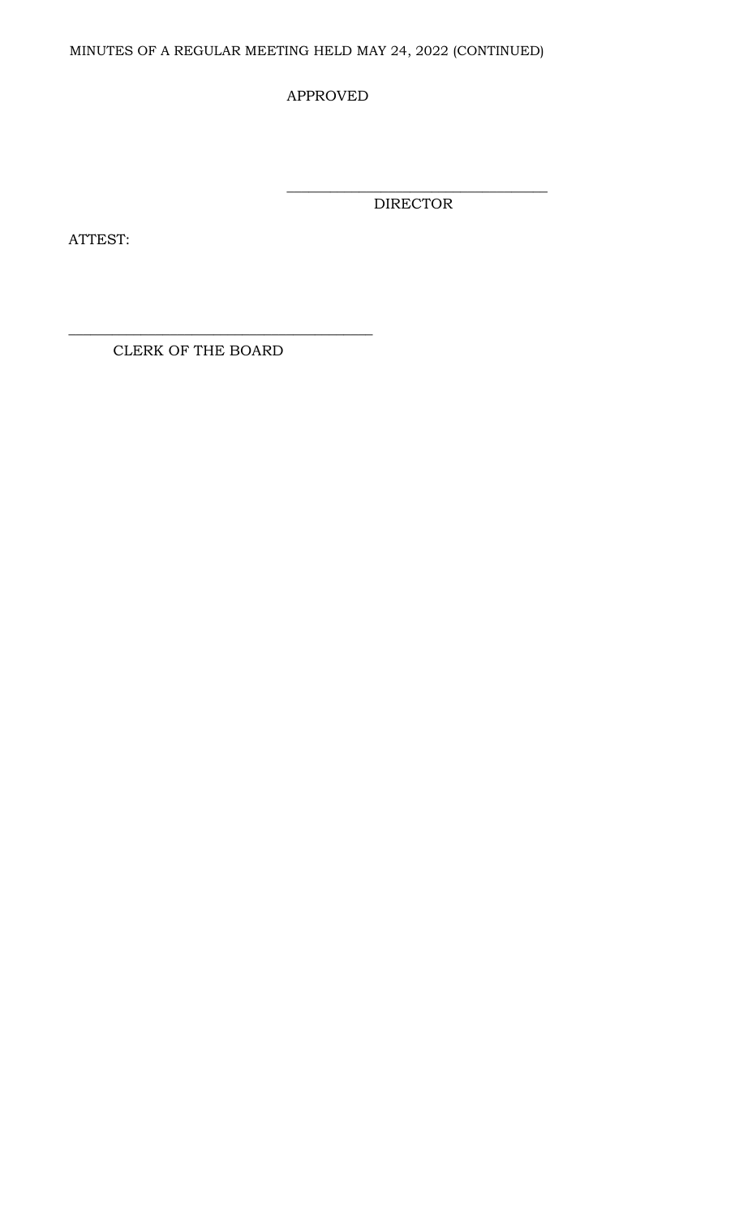MINUTES OF A REGULAR MEETING HELD MAY 24, 2022 (CONTINUED)

APPROVED

\_\_\_\_\_\_\_\_\_\_\_\_\_\_\_\_\_\_\_\_\_\_\_\_\_\_\_\_\_\_\_\_\_\_\_\_

DIRECTOR

ATTEST:

\_\_\_\_\_\_\_\_\_\_\_\_\_\_\_\_\_\_\_\_\_\_\_\_\_\_\_\_\_\_\_\_\_\_\_\_\_\_\_\_

CLERK OF THE BOARD